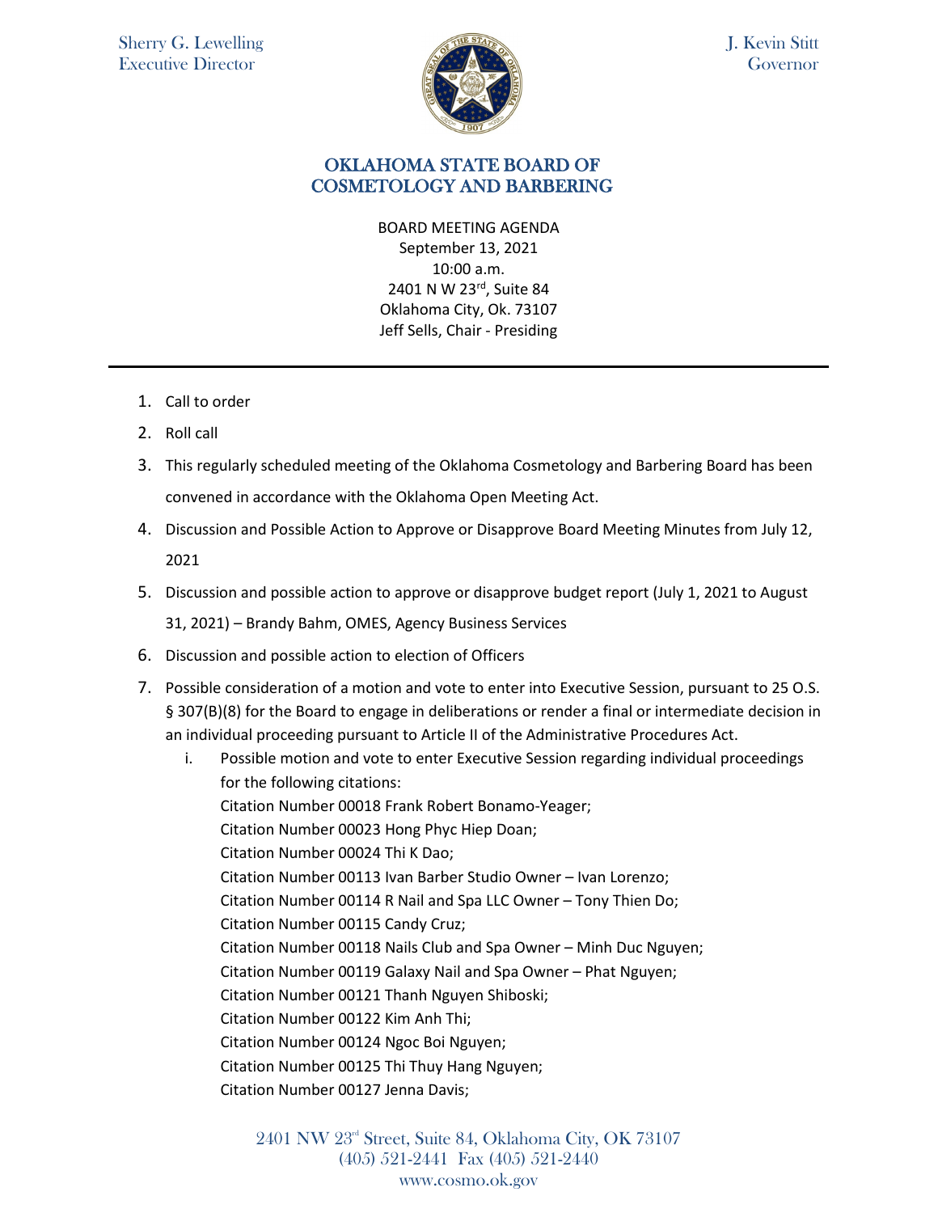Sherry G. Lewelling
Executive Director

J. Kevin Stitt
Governor

# OKLAHOMA STATE BOARD OF COSMETOLOGY AND BARBERING

BOARD MEETING AGENDA
September 13, 2021
10:00 a.m.
2401 N W 23rd, Suite 84
Oklahoma City, Ok. 73107
Jeff Sells, Chair - Presiding

---

1. Call to order
2. Roll call
3. This regularly scheduled meeting of the Oklahoma Cosmetology and Barbering Board has been convened in accordance with the Oklahoma Open Meeting Act.
4. Discussion and Possible Action to Approve or Disapprove Board Meeting Minutes from July 12, 2021
5. Discussion and possible action to approve or disapprove budget report (July 1, 2021 to August 31, 2021) – Brandy Bahm, OMES, Agency Business Services
6. Discussion and possible action to election of Officers
7. Possible consideration of a motion and vote to enter into Executive Session, pursuant to 25 O.S. § 307(B)(8) for the Board to engage in deliberations or render a final or intermediate decision in an individual proceeding pursuant to Article II of the Administrative Procedures Act.
   i. Possible motion and vote to enter Executive Session regarding individual proceedings for the following citations:
      Citation Number 00018 Frank Robert Bonamo-Yeager;
      Citation Number 00023 Hong Phyc Hiep Doan;
      Citation Number 00024 Thi K Dao;
      Citation Number 00113 Ivan Barber Studio Owner – Ivan Lorenzo;
      Citation Number 00114 R Nail and Spa LLC Owner – Tony Thien Do;
      Citation Number 00115 Candy Cruz;
      Citation Number 00118 Nails Club and Spa Owner – Minh Duc Nguyen;
      Citation Number 00119 Galaxy Nail and Spa Owner – Phat Nguyen;
      Citation Number 00121 Thanh Nguyen Shiboski;
      Citation Number 00122 Kim Anh Thi;
      Citation Number 00124 Ngoc Boi Nguyen;
      Citation Number 00125 Thi Thuy Hang Nguyen;
      Citation Number 00127 Jenna Davis;

2401 NW 23rd Street, Suite 84, Oklahoma City, OK 73107
(405) 521-2441 Fax (405) 521-2440
www.cosmo.ok.gov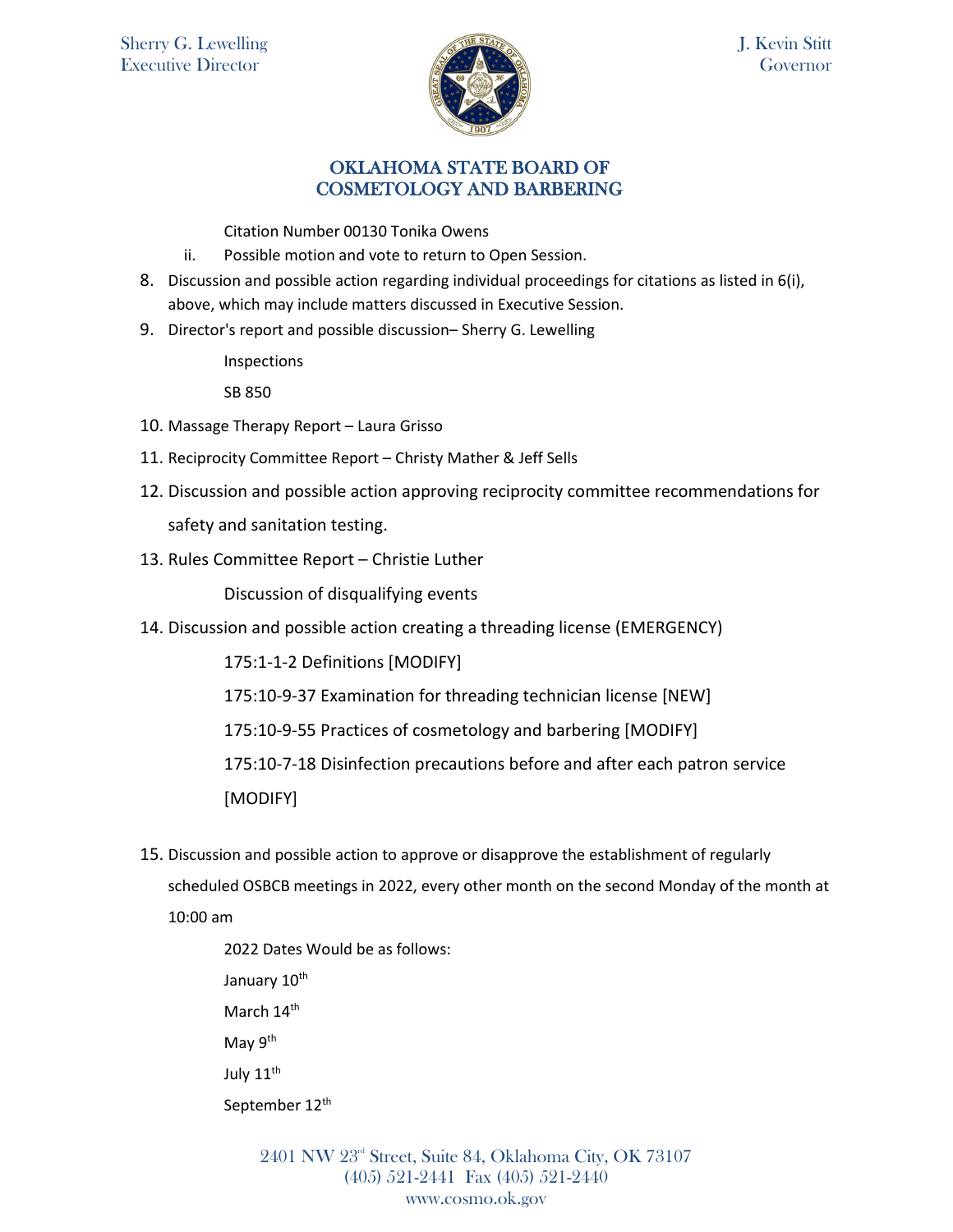Citation Number 00130 Tonika Owens

ii. Possible motion and vote to return to Open Session.

8. Discussion and possible action regarding individual proceedings for citations as listed in 6(i), above, which may include matters discussed in Executive Session.
9. Director's report and possible discussion– Sherry G. Lewelling

   Inspections

   SB 850

10. Massage Therapy Report – Laura Grisso
11. Reciprocity Committee Report – Christy Mather & Jeff Sells
12. Discussion and possible action approving reciprocity committee recommendations for safety and sanitation testing.
13. Rules Committee Report – Christie Luther

    Discussion of disqualifying events

14. Discussion and possible action creating a threading license (EMERGENCY)

    175:1-1-2 Definitions [MODIFY]

    175:10-9-37 Examination for threading technician license [NEW]

    175:10-9-55 Practices of cosmetology and barbering [MODIFY]

    175:10-7-18 Disinfection precautions before and after each patron service [MODIFY]

15. Discussion and possible action to approve or disapprove the establishment of regularly scheduled OSBCB meetings in 2022, every other month on the second Monday of the month at 10:00 am

    2022 Dates Would be as follows:

    January 10th

    March 14th

    May 9th

    July 11th

    September 12th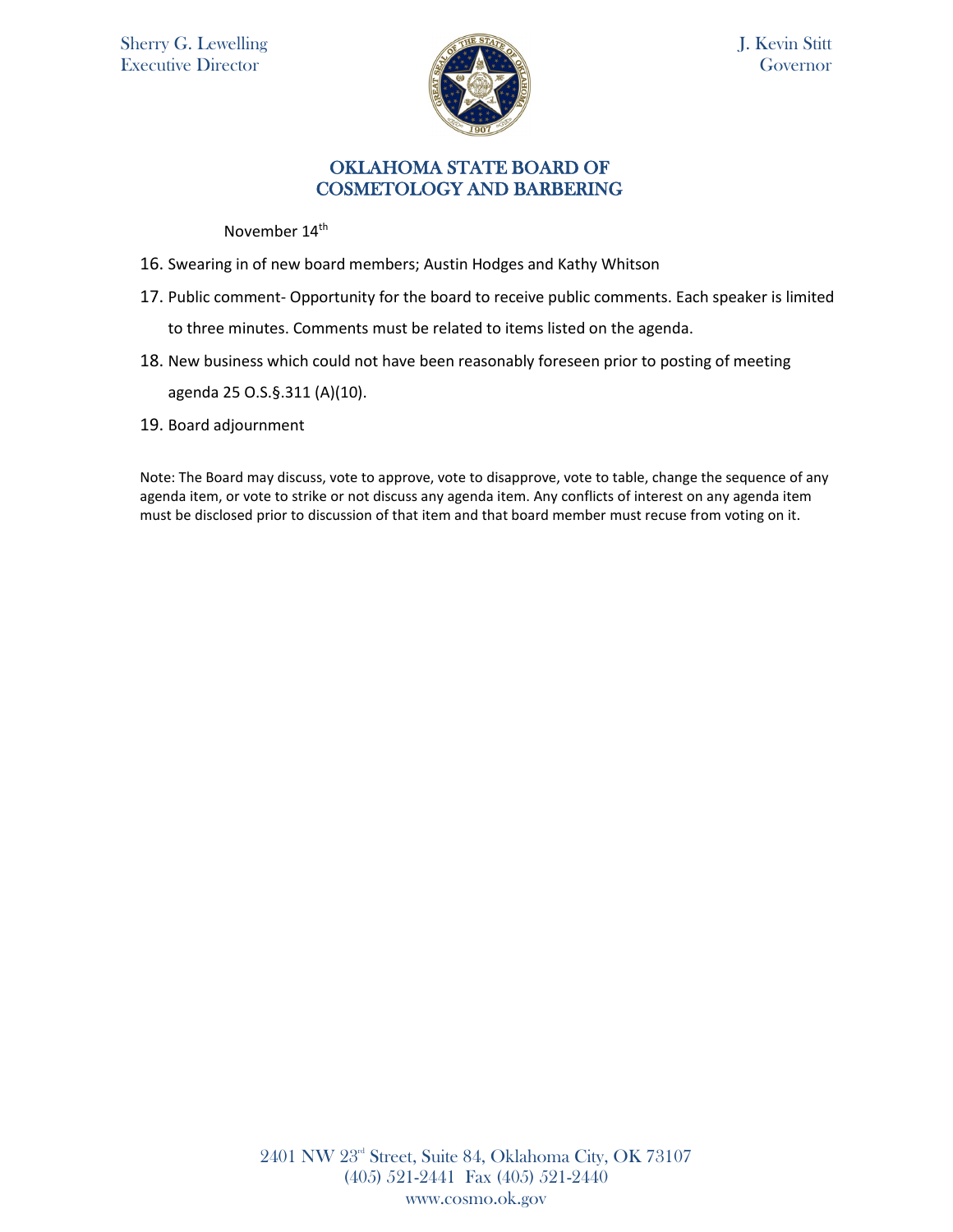Sherry G. Lewelling
Executive Director

J. Kevin Stitt
Governor

# OKLAHOMA STATE BOARD OF COSMETOLOGY AND BARBERING

November 14th

16. Swearing in of new board members; Austin Hodges and Kathy Whitson
17. Public comment- Opportunity for the board to receive public comments. Each speaker is limited to three minutes. Comments must be related to items listed on the agenda.
18. New business which could not have been reasonably foreseen prior to posting of meeting agenda 25 O.S.§.311 (A)(10).
19. Board adjournment

Note: The Board may discuss, vote to approve, vote to disapprove, vote to table, change the sequence of any agenda item, or vote to strike or not discuss any agenda item. Any conflicts of interest on any agenda item must be disclosed prior to discussion of that item and that board member must recuse from voting on it.

2401 NW 23rd Street, Suite 84, Oklahoma City, OK 73107
(405) 521-2441 Fax (405) 521-2440
www.cosmo.ok.gov